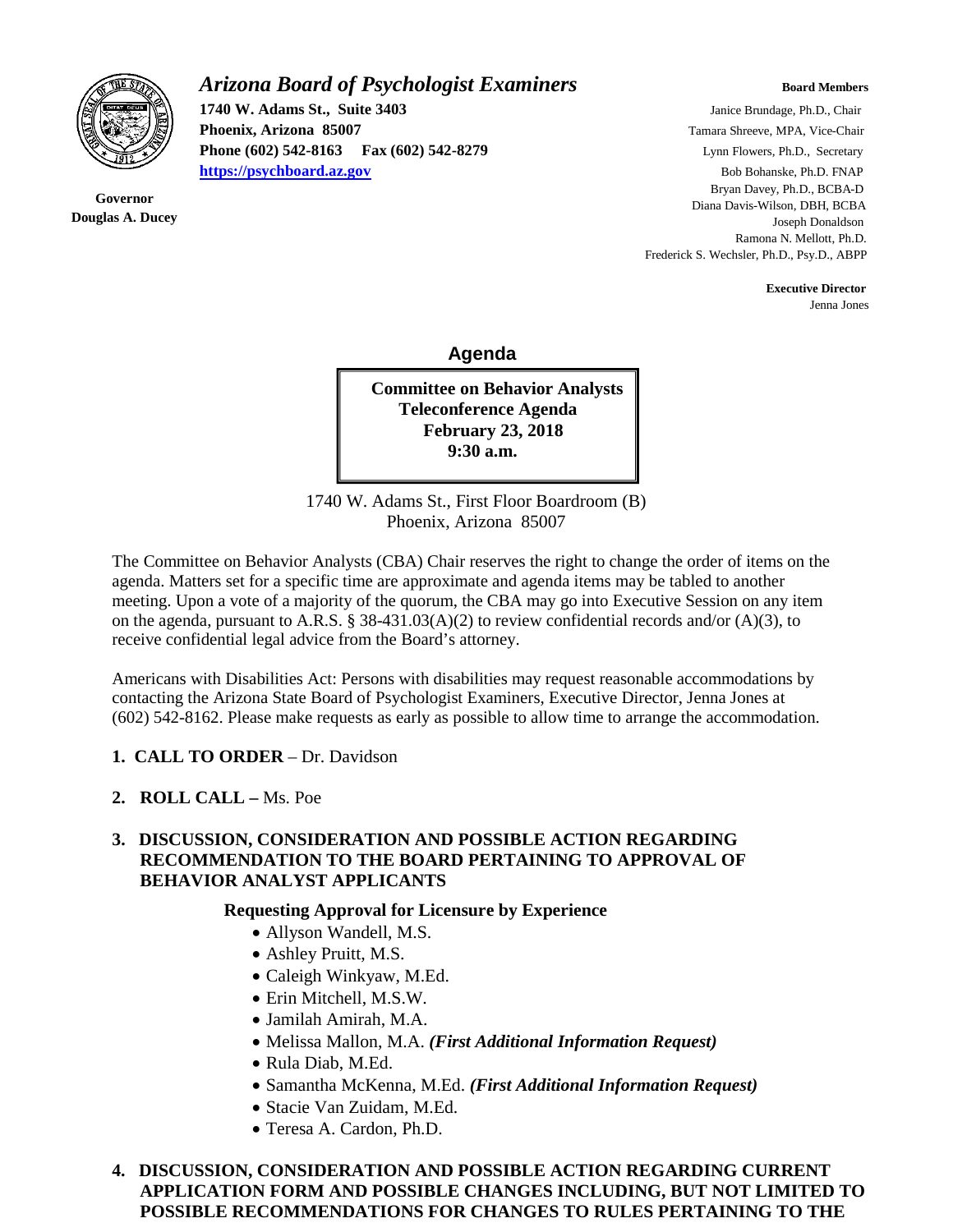# *Arizona Board of Psychologist Examiners*

**1740 W. Adams St., Suite 3403**
**Phoenix, Arizona 85007**
**Phone (602) 542-8163 Fax (602) 542-8279**
**https://psychboard.az.gov**

**Governor**
**Douglas A. Ducey**

**Board Members**
Janice Brundage, Ph.D., Chair
Tamara Shreeve, MPA, Vice-Chair
Lynn Flowers, Ph.D., Secretary
Bob Bohanske, Ph.D. FNAP
Bryan Davey, Ph.D., BCBA-D
Diana Davis-Wilson, DBH, BCBA
Joseph Donaldson
Ramona N. Mellott, Ph.D.
Frederick S. Wechsler, Ph.D., Psy.D., ABPP

**Executive Director**
Jenna Jones

## Agenda

**Committee on Behavior Analysts**
**Teleconference Agenda**
**February 23, 2018**
**9:30 a.m.**

1740 W. Adams St., First Floor Boardroom (B)
Phoenix, Arizona 85007

The Committee on Behavior Analysts (CBA) Chair reserves the right to change the order of items on the agenda. Matters set for a specific time are approximate and agenda items may be tabled to another meeting. Upon a vote of a majority of the quorum, the CBA may go into Executive Session on any item on the agenda, pursuant to A.R.S. § 38-431.03(A)(2) to review confidential records and/or (A)(3), to receive confidential legal advice from the Board's attorney.

Americans with Disabilities Act: Persons with disabilities may request reasonable accommodations by contacting the Arizona State Board of Psychologist Examiners, Executive Director, Jenna Jones at (602) 542-8162. Please make requests as early as possible to allow time to arrange the accommodation.

1. **CALL TO ORDER** – Dr. Davidson

2. **ROLL CALL –** Ms. Poe

3. **DISCUSSION, CONSIDERATION AND POSSIBLE ACTION REGARDING RECOMMENDATION TO THE BOARD PERTAINING TO APPROVAL OF BEHAVIOR ANALYST APPLICANTS**

   **Requesting Approval for Licensure by Experience**
   - Allyson Wandell, M.S.
   - Ashley Pruitt, M.S.
   - Caleigh Winkyaw, M.Ed.
   - Erin Mitchell, M.S.W.
   - Jamilah Amirah, M.A.
   - Melissa Mallon, M.A. ***(First Additional Information Request)***
   - Rula Diab, M.Ed.
   - Samantha McKenna, M.Ed. ***(First Additional Information Request)***
   - Stacie Van Zuidam, M.Ed.
   - Teresa A. Cardon, Ph.D.

4. **DISCUSSION, CONSIDERATION AND POSSIBLE ACTION REGARDING CURRENT APPLICATION FORM AND POSSIBLE CHANGES INCLUDING, BUT NOT LIMITED TO POSSIBLE RECOMMENDATIONS FOR CHANGES TO RULES PERTAINING TO THE**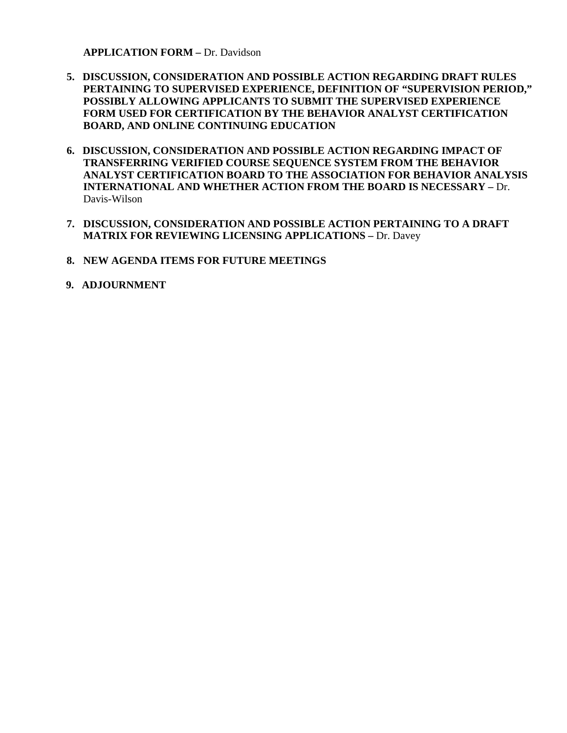**APPLICATION FORM –** Dr. Davidson

5. **DISCUSSION, CONSIDERATION AND POSSIBLE ACTION REGARDING DRAFT RULES PERTAINING TO SUPERVISED EXPERIENCE, DEFINITION OF "SUPERVISION PERIOD," POSSIBLY ALLOWING APPLICANTS TO SUBMIT THE SUPERVISED EXPERIENCE FORM USED FOR CERTIFICATION BY THE BEHAVIOR ANALYST CERTIFICATION BOARD, AND ONLINE CONTINUING EDUCATION**

6. **DISCUSSION, CONSIDERATION AND POSSIBLE ACTION REGARDING IMPACT OF TRANSFERRING VERIFIED COURSE SEQUENCE SYSTEM FROM THE BEHAVIOR ANALYST CERTIFICATION BOARD TO THE ASSOCIATION FOR BEHAVIOR ANALYSIS INTERNATIONAL AND WHETHER ACTION FROM THE BOARD IS NECESSARY –** Dr. Davis-Wilson

7. **DISCUSSION, CONSIDERATION AND POSSIBLE ACTION PERTAINING TO A DRAFT MATRIX FOR REVIEWING LICENSING APPLICATIONS –** Dr. Davey

8. **NEW AGENDA ITEMS FOR FUTURE MEETINGS**

9. **ADJOURNMENT**